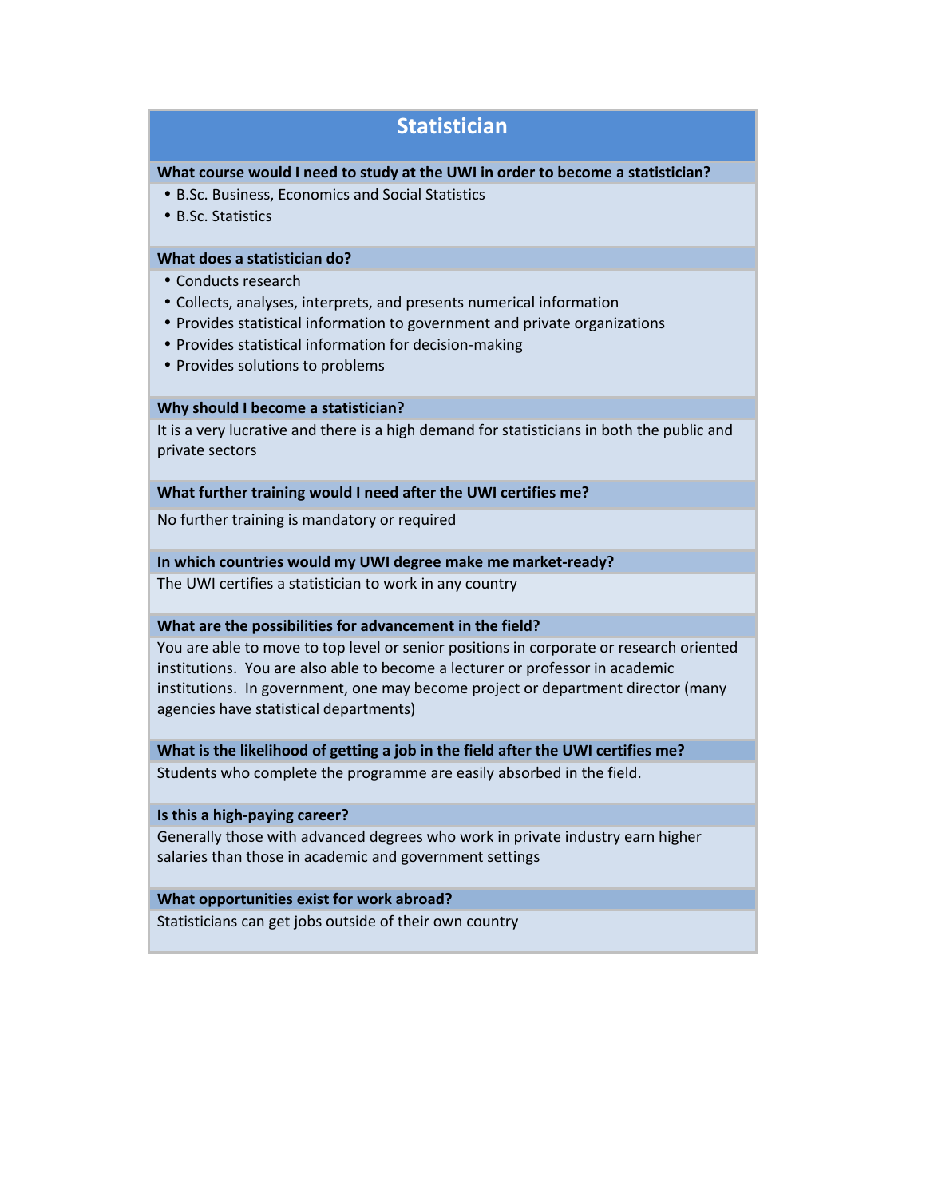# Statistician

**What course would I need to study at the UWI in order to become a statistician?**

- B.Sc. Business, Economics and Social Statistics
- B.Sc. Statistics

**What does a statistician do?**

- Conducts research
- Collects, analyses, interprets, and presents numerical information
- Provides statistical information to government and private organizations
- Provides statistical information for decision-making
- Provides solutions to problems

**Why should I become a statistician?**

It is a very lucrative and there is a high demand for statisticians in both the public and private sectors

**What further training would I need after the UWI certifies me?**

No further training is mandatory or required

**In which countries would my UWI degree make me market-ready?**

The UWI certifies a statistician to work in any country

**What are the possibilities for advancement in the field?**

You are able to move to top level or senior positions in corporate or research oriented institutions. You are also able to become a lecturer or professor in academic institutions. In government, one may become project or department director (many agencies have statistical departments)

**What is the likelihood of getting a job in the field after the UWI certifies me?**

Students who complete the programme are easily absorbed in the field.

**Is this a high-paying career?**

Generally those with advanced degrees who work in private industry earn higher salaries than those in academic and government settings

**What opportunities exist for work abroad?**

Statisticians can get jobs outside of their own country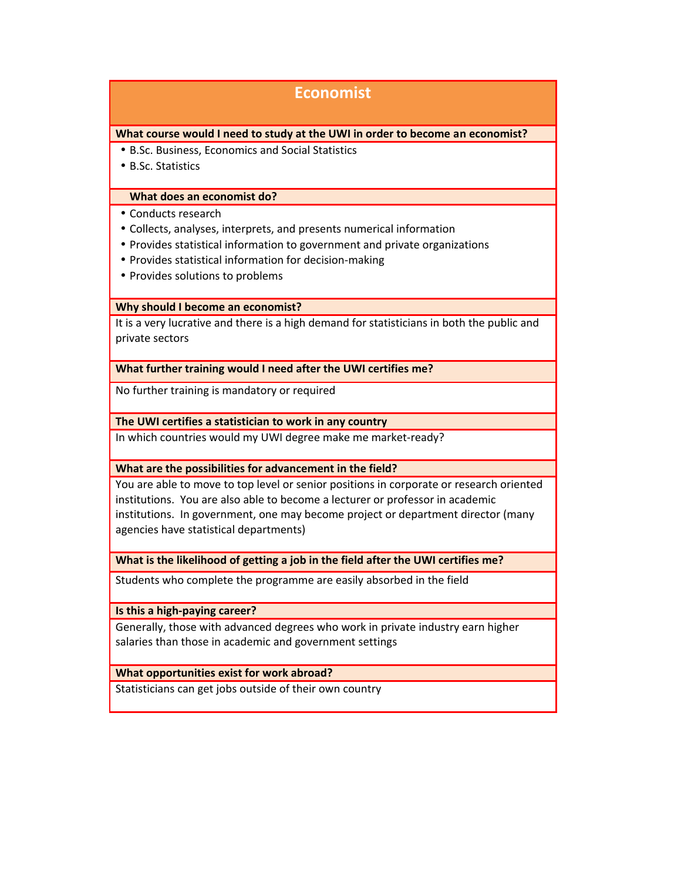# Economist

**What course would I need to study at the UWI in order to become an economist?**

- B.Sc. Business, Economics and Social Statistics
- B.Sc. Statistics

**What does an economist do?**

- Conducts research
- Collects, analyses, interprets, and presents numerical information
- Provides statistical information to government and private organizations
- Provides statistical information for decision-making
- Provides solutions to problems

**Why should I become an economist?**

It is a very lucrative and there is a high demand for statisticians in both the public and private sectors

**What further training would I need after the UWI certifies me?**

No further training is mandatory or required

**The UWI certifies a statistician to work in any country**

In which countries would my UWI degree make me market-ready?

**What are the possibilities for advancement in the field?**

You are able to move to top level or senior positions in corporate or research oriented institutions. You are also able to become a lecturer or professor in academic institutions. In government, one may become project or department director (many agencies have statistical departments)

**What is the likelihood of getting a job in the field after the UWI certifies me?**

Students who complete the programme are easily absorbed in the field

**Is this a high-paying career?**

Generally, those with advanced degrees who work in private industry earn higher salaries than those in academic and government settings

**What opportunities exist for work abroad?**

Statisticians can get jobs outside of their own country